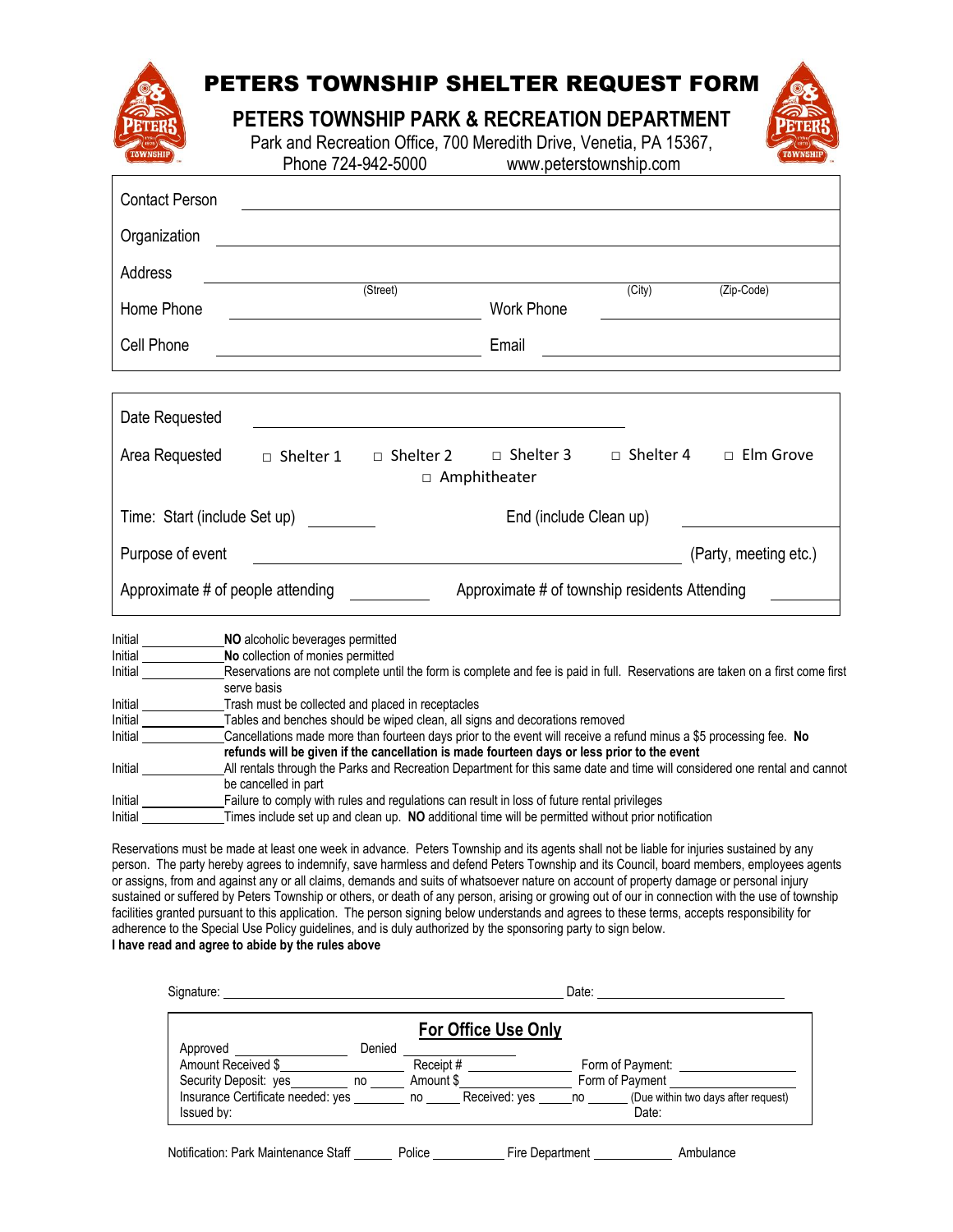# PETERS TOWNSHIP SHELTER REQUEST FORM

## PETERS TOWNSHIP PARK & RECREATION DEPARTMENT

Park and Recreation Office, 700 Meredith Drive, Venetia, PA 15367,
Phone 724-942-5000 www.peterstownship.com

Contact Person ______________________________

Organization ______________________________

Address ______________________________
(Street) (City) (Zip-Code)

Home Phone ______________ Work Phone ______________

Cell Phone ______________ Email ______________

---

Date Requested ______________________________

Area Requested □ Shelter 1 □ Shelter 2 □ Shelter 3 □ Shelter 4 □ Elm Grove □ Amphitheater

Time: Start (include Set up) ________ End (include Clean up) ________

Purpose of event ______________________________ (Party, meeting etc.)

Approximate # of people attending ________ Approximate # of township residents Attending ________

---

Initial ____________ **NO** alcoholic beverages permitted

Initial ____________ **No** collection of monies permitted

Initial ____________ Reservations are not complete until the form is complete and fee is paid in full. Reservations are taken on a first come first serve basis

Initial ____________ Trash must be collected and placed in receptacles

Initial ____________ Tables and benches should be wiped clean, all signs and decorations removed

Initial ____________ Cancellations made more than fourteen days prior to the event will receive a refund minus a $5 processing fee. **No refunds will be given if the cancellation is made fourteen days or less prior to the event**

Initial ____________ All rentals through the Parks and Recreation Department for this same date and time will considered one rental and cannot be cancelled in part

Initial ____________ Failure to comply with rules and regulations can result in loss of future rental privileges

Initial ____________ Times include set up and clean up. **NO** additional time will be permitted without prior notification

Reservations must be made at least one week in advance. Peters Township and its agents shall not be liable for injuries sustained by any person. The party hereby agrees to indemnify, save harmless and defend Peters Township and its Council, board members, employees agents or assigns, from and against any or all claims, demands and suits of whatsoever nature on account of property damage or personal injury sustained or suffered by Peters Township or others, or death of any person, arising or growing out of our in connection with the use of township facilities granted pursuant to this application. The person signing below understands and agrees to these terms, accepts responsibility for adherence to the Special Use Policy guidelines, and is duly authorized by the sponsoring party to sign below.

**I have read and agree to abide by the rules above**

Signature: ______________________________ Date: ______________

---

**For Office Use Only**

Approved ______________ Denied ______________

Amount Received $______________ Receipt # ______________ Form of Payment: ______________

Security Deposit: yes________ no ______ Amount $______________ Form of Payment ______________

Insurance Certificate needed: yes ________ no _____ Received: yes _____ no ______ (Due within two days after request)

Issued by: Date:

---

Notification: Park Maintenance Staff ______ Police ________ Fire Department ________ Ambulance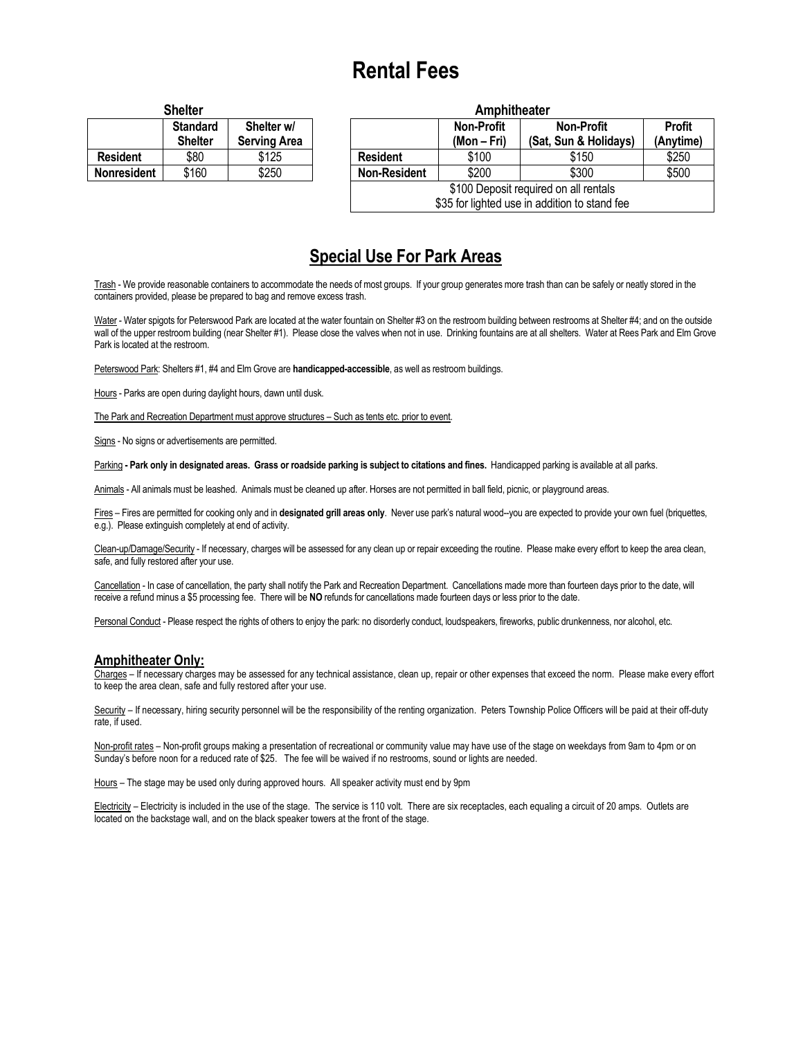# Rental Fees

**Shelter**

| | Standard Shelter | Shelter w/ Serving Area |
|---|---|---|
| **Resident** | $80 | $125 |
| **Nonresident** | $160 | $250 |

**Amphitheater**

| | Non-Profit (Mon – Fri) | Non-Profit (Sat, Sun & Holidays) | Profit (Anytime) |
|---|---|---|---|
| **Resident** | $100 | $150 | $250 |
| **Non-Resident** | $200 | $300 | $500 |
| $100 Deposit required on all rentals<br>$35 for lighted use in addition to stand fee | | | |

## Special Use For Park Areas

Trash - We provide reasonable containers to accommodate the needs of most groups. If your group generates more trash than can be safely or neatly stored in the containers provided, please be prepared to bag and remove excess trash.

Water - Water spigots for Peterswood Park are located at the water fountain on Shelter #3 on the restroom building between restrooms at Shelter #4; and on the outside wall of the upper restroom building (near Shelter #1). Please close the valves when not in use. Drinking fountains are at all shelters. Water at Rees Park and Elm Grove Park is located at the restroom.

Peterswood Park: Shelters #1, #4 and Elm Grove are **handicapped-accessible**, as well as restroom buildings.

Hours - Parks are open during daylight hours, dawn until dusk.

The Park and Recreation Department must approve structures – Such as tents etc. prior to event.

Signs - No signs or advertisements are permitted.

Parking **- Park only in designated areas. Grass or roadside parking is subject to citations and fines.** Handicapped parking is available at all parks.

Animals - All animals must be leashed. Animals must be cleaned up after. Horses are not permitted in ball field, picnic, or playground areas.

Fires – Fires are permitted for cooking only and in **designated grill areas only**. Never use park's natural wood--you are expected to provide your own fuel (briquettes, e.g.). Please extinguish completely at end of activity.

Clean-up/Damage/Security - If necessary, charges will be assessed for any clean up or repair exceeding the routine. Please make every effort to keep the area clean, safe, and fully restored after your use.

Cancellation - In case of cancellation, the party shall notify the Park and Recreation Department. Cancellations made more than fourteen days prior to the date, will receive a refund minus a $5 processing fee. There will be **NO** refunds for cancellations made fourteen days or less prior to the date.

Personal Conduct - Please respect the rights of others to enjoy the park: no disorderly conduct, loudspeakers, fireworks, public drunkenness, nor alcohol, etc.

### Amphitheater Only:

Charges – If necessary charges may be assessed for any technical assistance, clean up, repair or other expenses that exceed the norm. Please make every effort to keep the area clean, safe and fully restored after your use.

Security – If necessary, hiring security personnel will be the responsibility of the renting organization. Peters Township Police Officers will be paid at their off-duty rate, if used.

Non-profit rates – Non-profit groups making a presentation of recreational or community value may have use of the stage on weekdays from 9am to 4pm or on Sunday's before noon for a reduced rate of $25. The fee will be waived if no restrooms, sound or lights are needed.

Hours – The stage may be used only during approved hours. All speaker activity must end by 9pm

Electricity – Electricity is included in the use of the stage. The service is 110 volt. There are six receptacles, each equaling a circuit of 20 amps. Outlets are located on the backstage wall, and on the black speaker towers at the front of the stage.